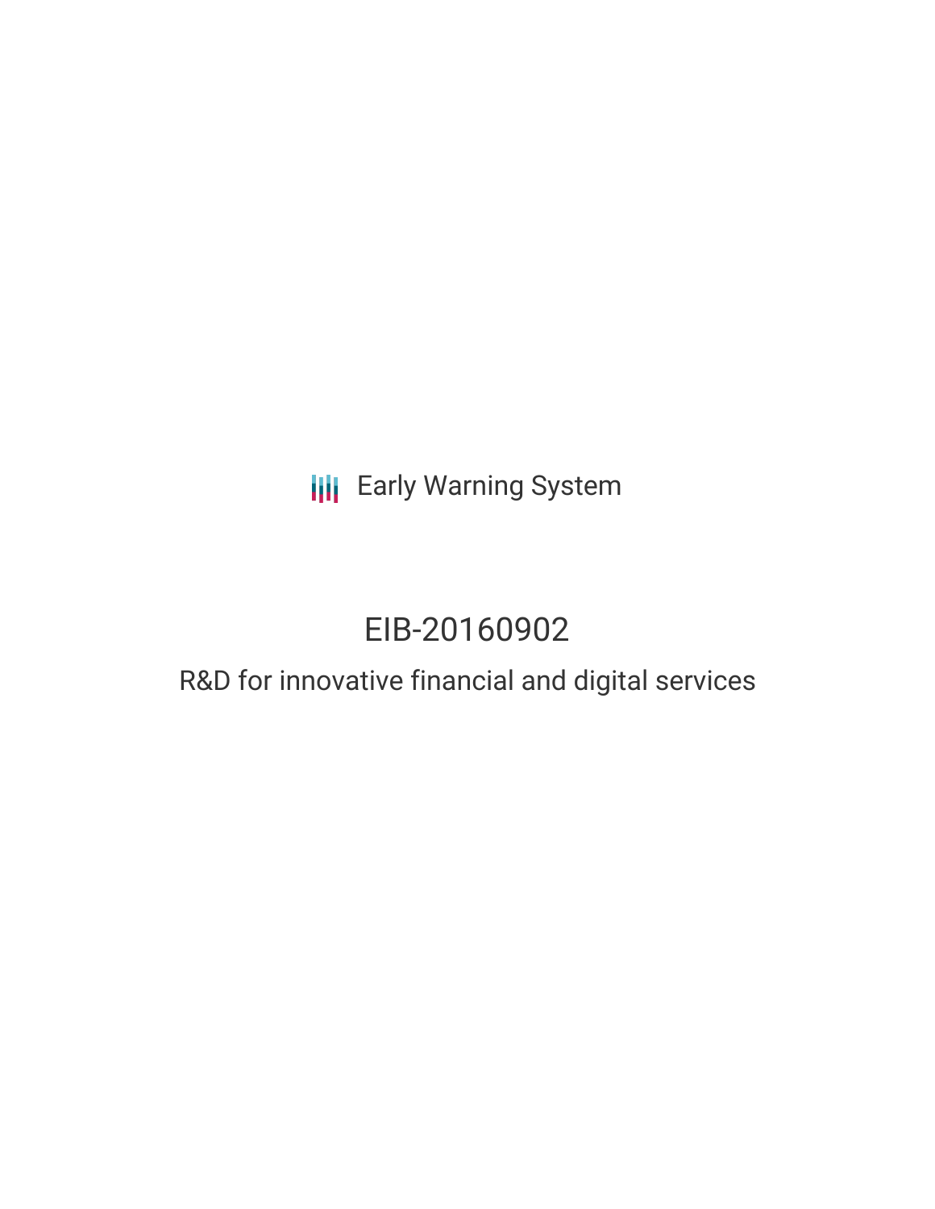Early Warning System

# EIB-20160902

## R&D for innovative financial and digital services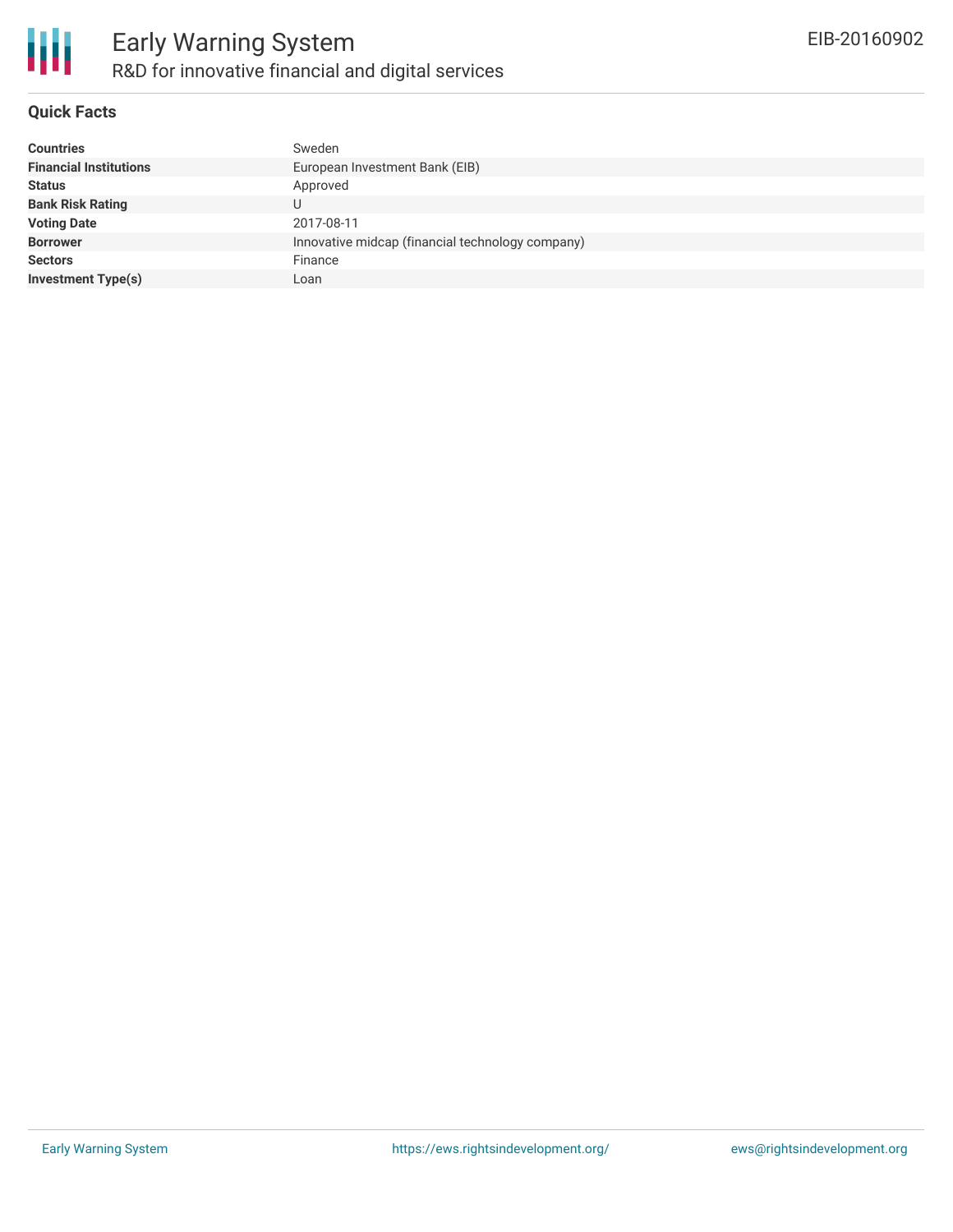# Early Warning System

## R&D for innovative financial and digital services

EIB-20160902

### Quick Facts

| | |
|---|---|
| **Countries** | Sweden |
| **Financial Institutions** | European Investment Bank (EIB) |
| **Status** | Approved |
| **Bank Risk Rating** | U |
| **Voting Date** | 2017-08-11 |
| **Borrower** | Innovative midcap (financial technology company) |
| **Sectors** | Finance |
| **Investment Type(s)** | Loan |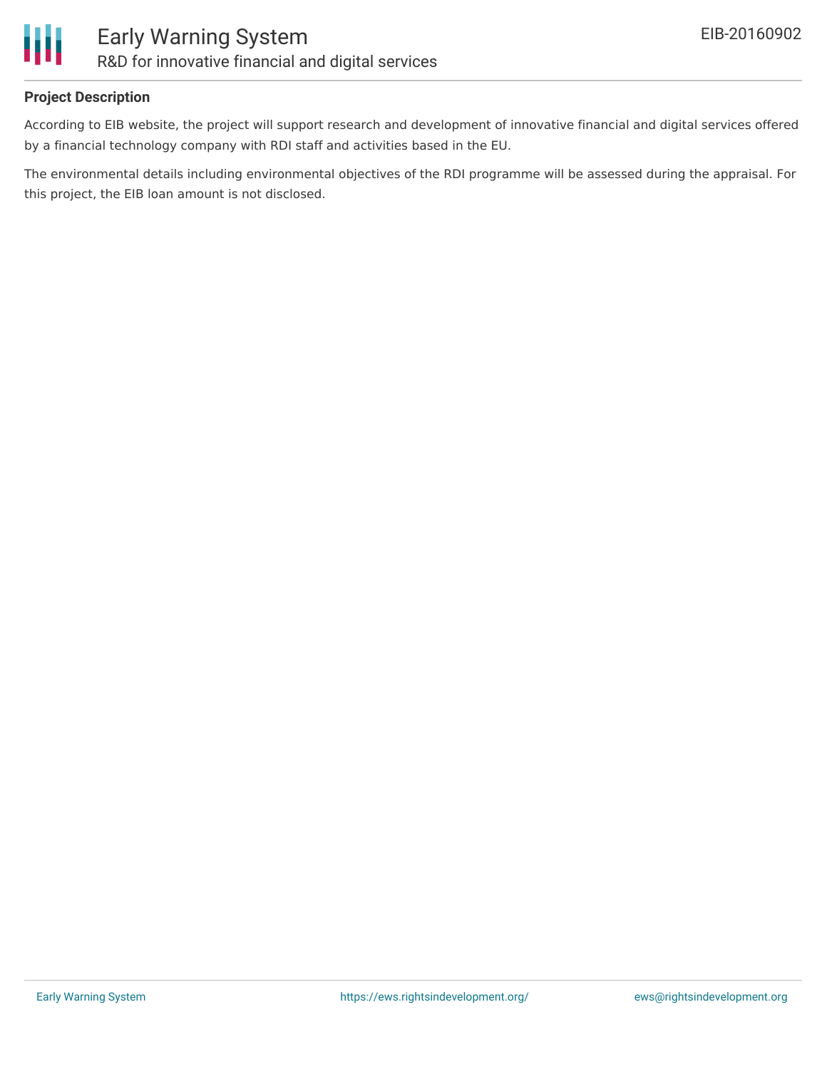### Project Description

According to EIB website, the project will support research and development of innovative financial and digital services offered by a financial technology company with RDI staff and activities based in the EU.

The environmental details including environmental objectives of the RDI programme will be assessed during the appraisal. For this project, the EIB loan amount is not disclosed.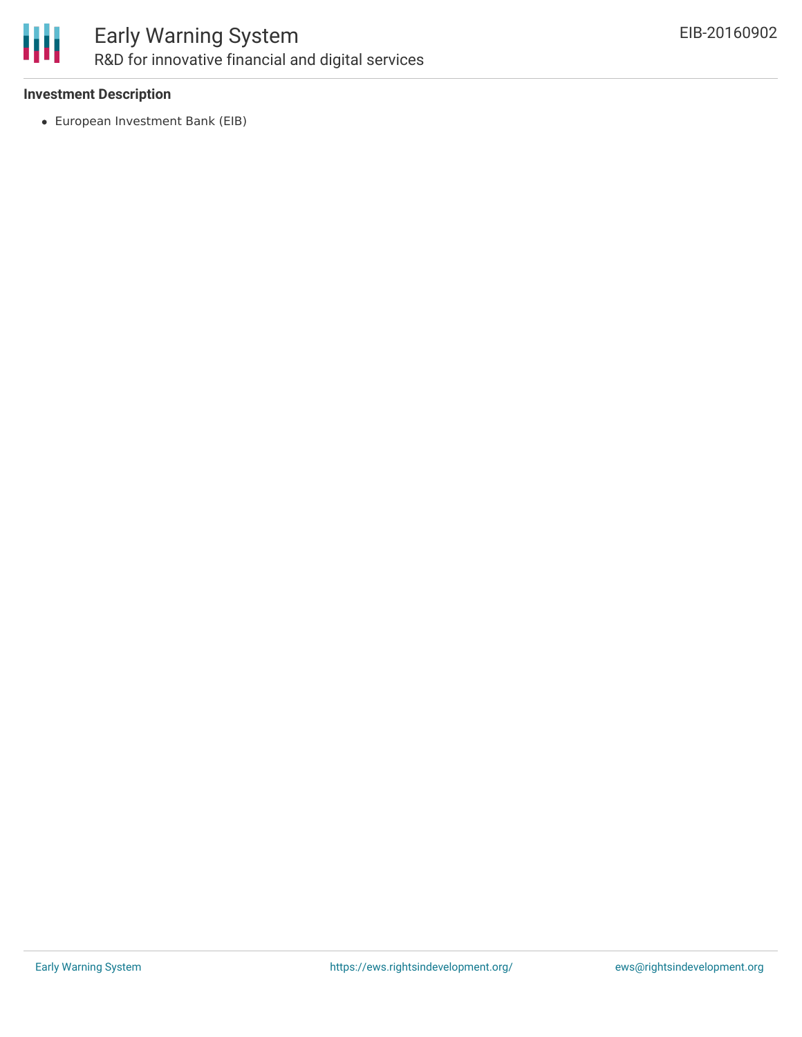**Investment Description**

- European Investment Bank (EIB)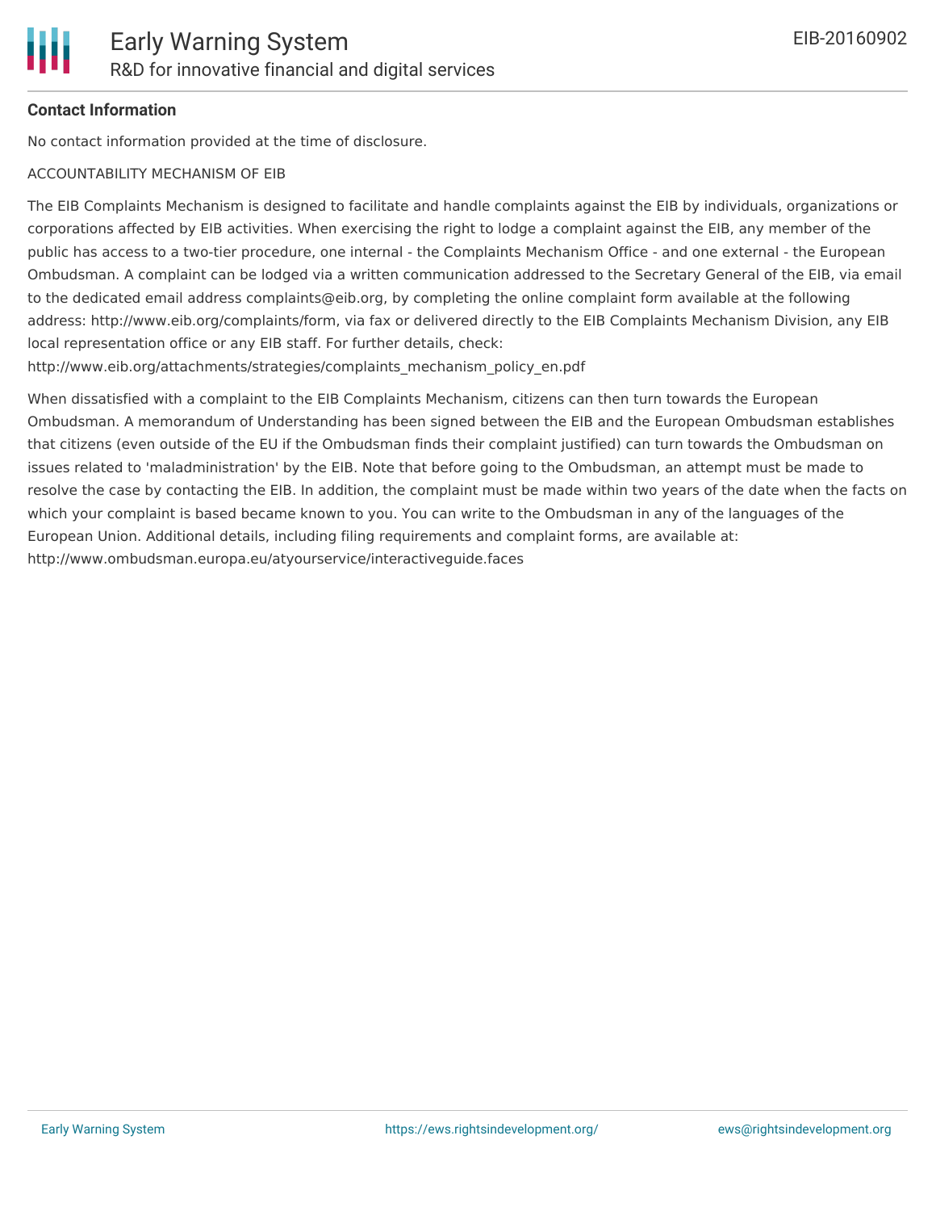**Contact Information**

No contact information provided at the time of disclosure.

ACCOUNTABILITY MECHANISM OF EIB

The EIB Complaints Mechanism is designed to facilitate and handle complaints against the EIB by individuals, organizations or corporations affected by EIB activities. When exercising the right to lodge a complaint against the EIB, any member of the public has access to a two-tier procedure, one internal - the Complaints Mechanism Office - and one external - the European Ombudsman. A complaint can be lodged via a written communication addressed to the Secretary General of the EIB, via email to the dedicated email address complaints@eib.org, by completing the online complaint form available at the following address: http://www.eib.org/complaints/form, via fax or delivered directly to the EIB Complaints Mechanism Division, any EIB local representation office or any EIB staff. For further details, check: http://www.eib.org/attachments/strategies/complaints_mechanism_policy_en.pdf

When dissatisfied with a complaint to the EIB Complaints Mechanism, citizens can then turn towards the European Ombudsman. A memorandum of Understanding has been signed between the EIB and the European Ombudsman establishes that citizens (even outside of the EU if the Ombudsman finds their complaint justified) can turn towards the Ombudsman on issues related to 'maladministration' by the EIB. Note that before going to the Ombudsman, an attempt must be made to resolve the case by contacting the EIB. In addition, the complaint must be made within two years of the date when the facts on which your complaint is based became known to you. You can write to the Ombudsman in any of the languages of the European Union. Additional details, including filing requirements and complaint forms, are available at: http://www.ombudsman.europa.eu/atyourservice/interactiveguide.faces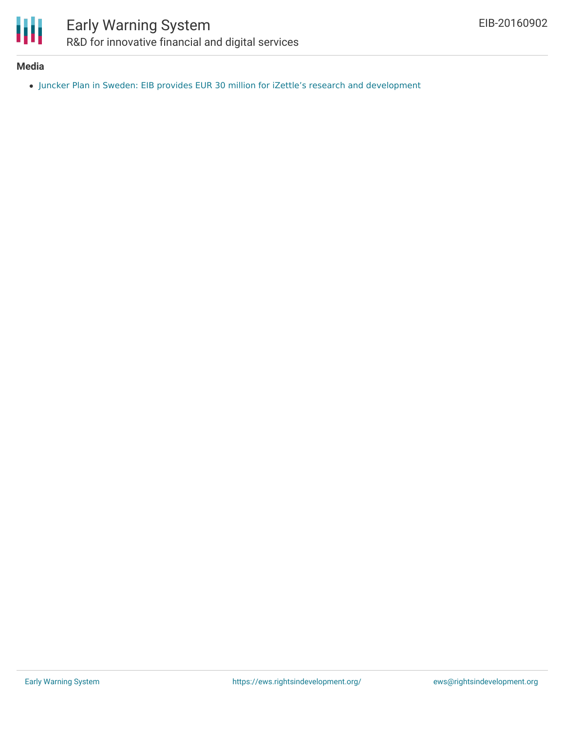**Media**

- Juncker Plan in Sweden: EIB provides EUR 30 million for iZettle's research and development